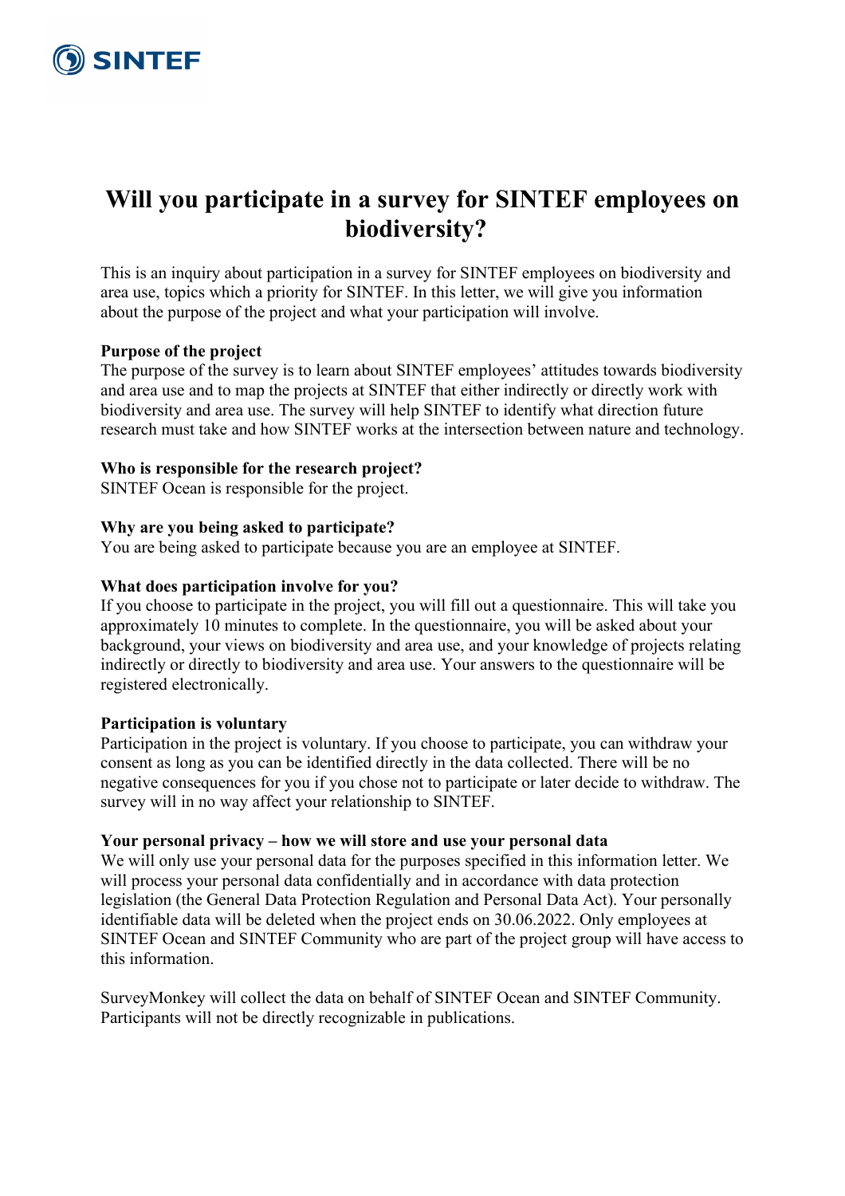# Will you participate in a survey for SINTEF employees on biodiversity?

This is an inquiry about participation in a survey for SINTEF employees on biodiversity and area use, topics which a priority for SINTEF. In this letter, we will give you information about the purpose of the project and what your participation will involve.

**Purpose of the project**
The purpose of the survey is to learn about SINTEF employees' attitudes towards biodiversity and area use and to map the projects at SINTEF that either indirectly or directly work with biodiversity and area use. The survey will help SINTEF to identify what direction future research must take and how SINTEF works at the intersection between nature and technology.

**Who is responsible for the research project?**
SINTEF Ocean is responsible for the project.

**Why are you being asked to participate?**
You are being asked to participate because you are an employee at SINTEF.

**What does participation involve for you?**
If you choose to participate in the project, you will fill out a questionnaire. This will take you approximately 10 minutes to complete. In the questionnaire, you will be asked about your background, your views on biodiversity and area use, and your knowledge of projects relating indirectly or directly to biodiversity and area use. Your answers to the questionnaire will be registered electronically.

**Participation is voluntary**
Participation in the project is voluntary. If you choose to participate, you can withdraw your consent as long as you can be identified directly in the data collected. There will be no negative consequences for you if you chose not to participate or later decide to withdraw. The survey will in no way affect your relationship to SINTEF.

**Your personal privacy – how we will store and use your personal data**
We will only use your personal data for the purposes specified in this information letter. We will process your personal data confidentially and in accordance with data protection legislation (the General Data Protection Regulation and Personal Data Act). Your personally identifiable data will be deleted when the project ends on 30.06.2022. Only employees at SINTEF Ocean and SINTEF Community who are part of the project group will have access to this information.

SurveyMonkey will collect the data on behalf of SINTEF Ocean and SINTEF Community. Participants will not be directly recognizable in publications.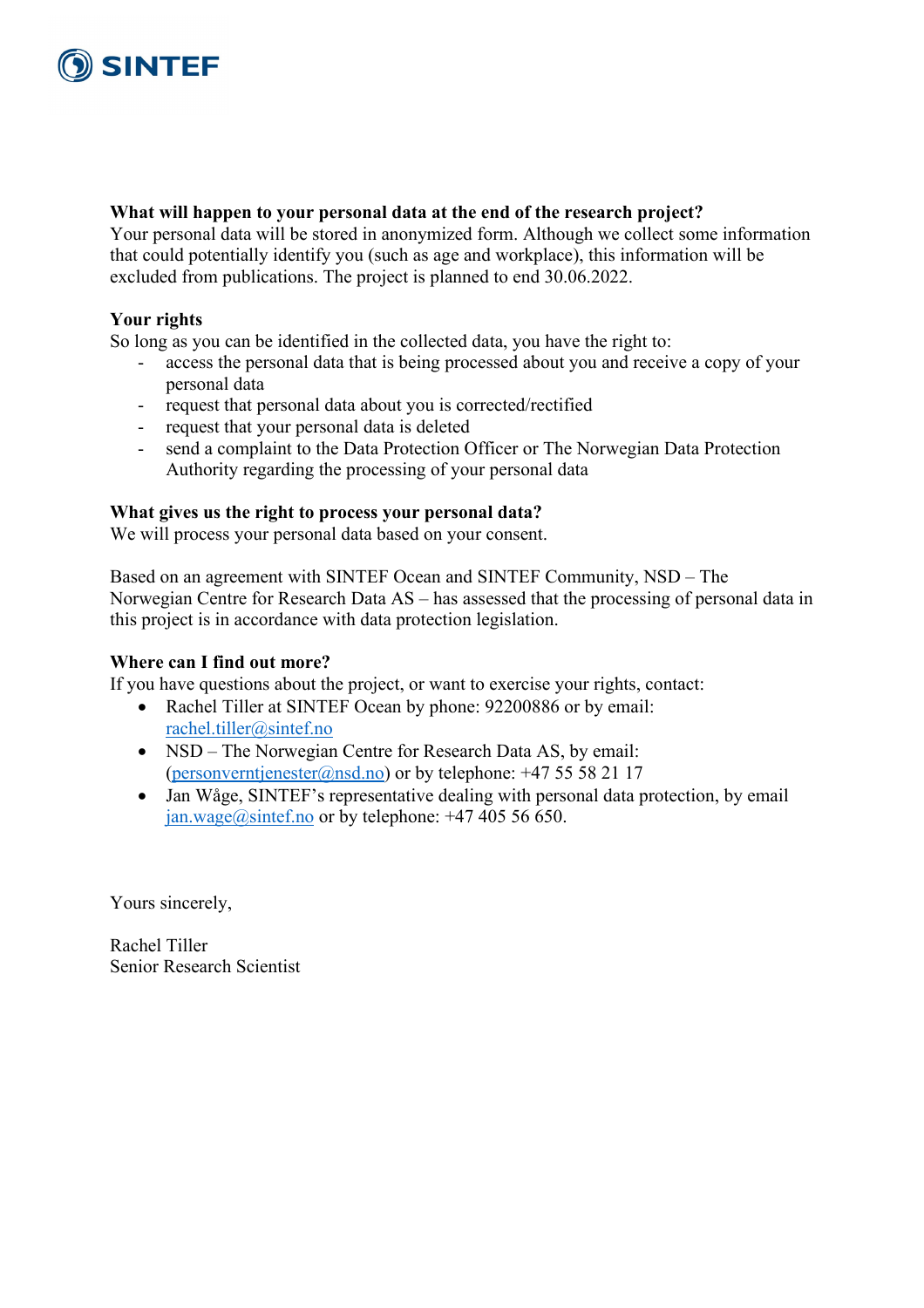**What will happen to your personal data at the end of the research project?**
Your personal data will be stored in anonymized form. Although we collect some information that could potentially identify you (such as age and workplace), this information will be excluded from publications. The project is planned to end 30.06.2022.

**Your rights**
So long as you can be identified in the collected data, you have the right to:

- access the personal data that is being processed about you and receive a copy of your personal data
- request that personal data about you is corrected/rectified
- request that your personal data is deleted
- send a complaint to the Data Protection Officer or The Norwegian Data Protection Authority regarding the processing of your personal data

**What gives us the right to process your personal data?**
We will process your personal data based on your consent.

Based on an agreement with SINTEF Ocean and SINTEF Community, NSD – The Norwegian Centre for Research Data AS – has assessed that the processing of personal data in this project is in accordance with data protection legislation.

**Where can I find out more?**
If you have questions about the project, or want to exercise your rights, contact:

- Rachel Tiller at SINTEF Ocean by phone: 92200886 or by email: rachel.tiller@sintef.no
- NSD – The Norwegian Centre for Research Data AS, by email: (personverntjenester@nsd.no) or by telephone: +47 55 58 21 17
- Jan Wåge, SINTEF's representative dealing with personal data protection, by email jan.wage@sintef.no or by telephone: +47 405 56 650.

Yours sincerely,

Rachel Tiller
Senior Research Scientist